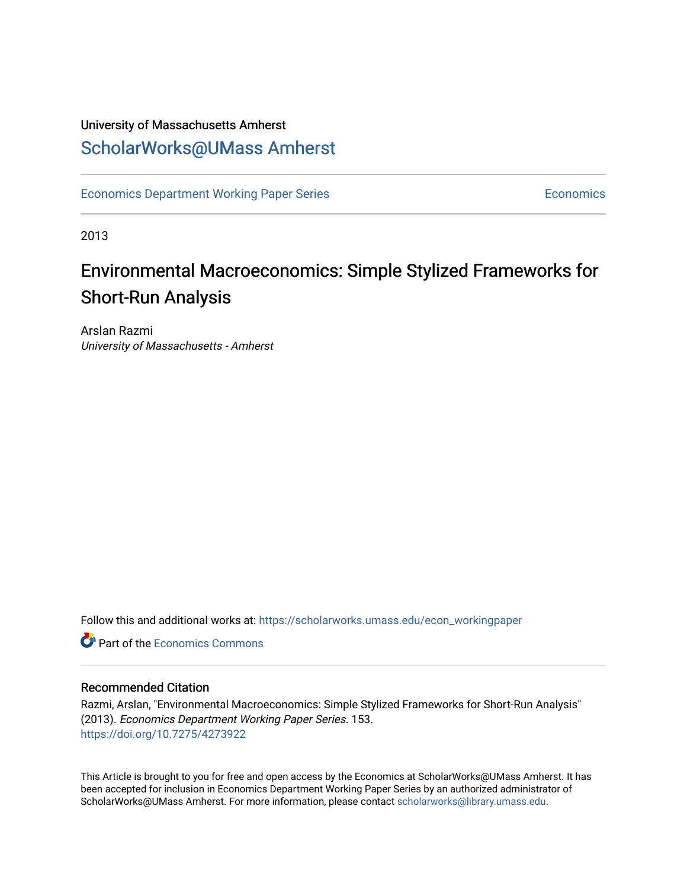University of Massachusetts Amherst

## ScholarWorks@UMass Amherst

Economics Department Working Paper Series | Economics

2013

# Environmental Macroeconomics: Simple Stylized Frameworks for Short-Run Analysis

Arslan Razmi
*University of Massachusetts - Amherst*

Follow this and additional works at: https://scholarworks.umass.edu/econ_workingpaper

Part of the Economics Commons

### Recommended Citation

Razmi, Arslan, "Environmental Macroeconomics: Simple Stylized Frameworks for Short-Run Analysis" (2013). *Economics Department Working Paper Series*. 153.
https://doi.org/10.7275/4273922

This Article is brought to you for free and open access by the Economics at ScholarWorks@UMass Amherst. It has been accepted for inclusion in Economics Department Working Paper Series by an authorized administrator of ScholarWorks@UMass Amherst. For more information, please contact scholarworks@library.umass.edu.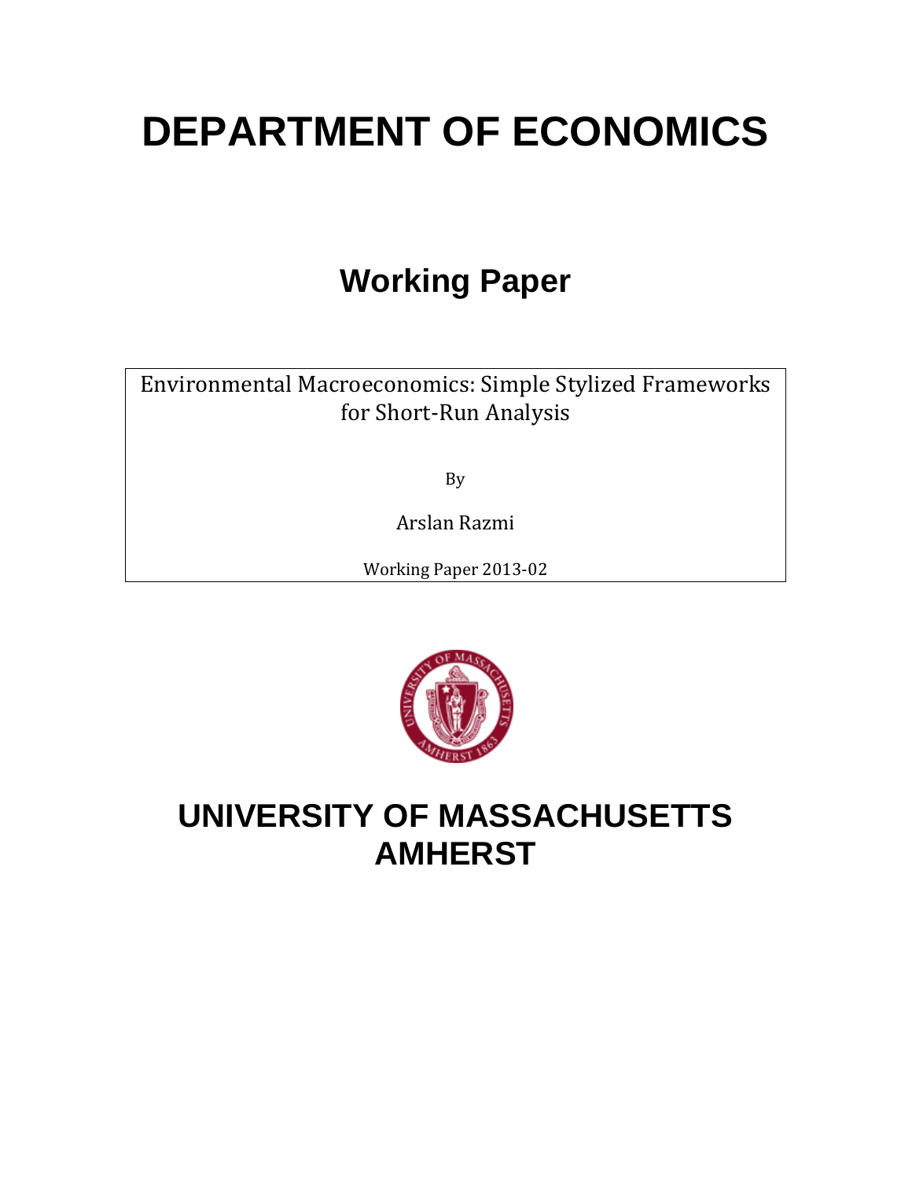# DEPARTMENT OF ECONOMICS

## Working Paper

Environmental Macroeconomics: Simple Stylized Frameworks for Short-Run Analysis

By

Arslan Razmi

Working Paper 2013-02

# UNIVERSITY OF MASSACHUSETTS AMHERST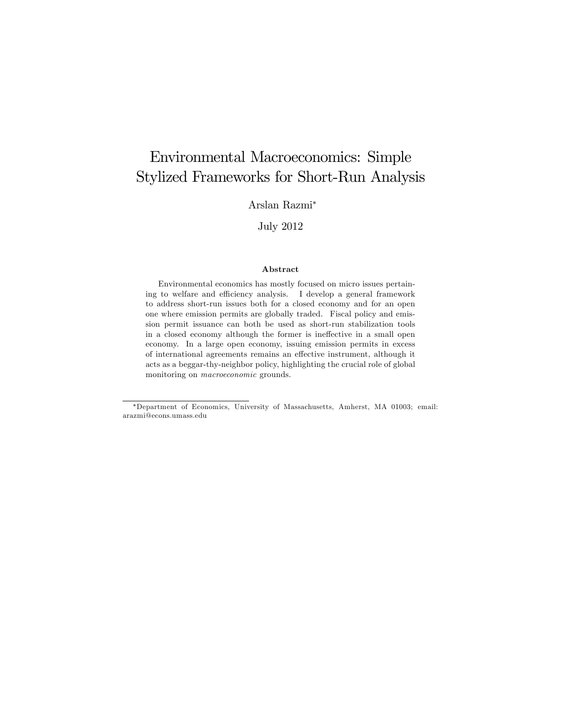# Environmental Macroeconomics: Simple Stylized Frameworks for Short-Run Analysis

Arslan Razmi*

July 2012

### Abstract

Environmental economics has mostly focused on micro issues pertaining to welfare and efficiency analysis. I develop a general framework to address short-run issues both for a closed economy and for an open one where emission permits are globally traded. Fiscal policy and emission permit issuance can both be used as short-run stabilization tools in a closed economy although the former is ineffective in a small open economy. In a large open economy, issuing emission permits in excess of international agreements remains an effective instrument, although it acts as a beggar-thy-neighbor policy, highlighting the crucial role of global monitoring on *macroeconomic* grounds.

---

*Department of Economics, University of Massachusetts, Amherst, MA 01003; email: arazmi@econs.umass.edu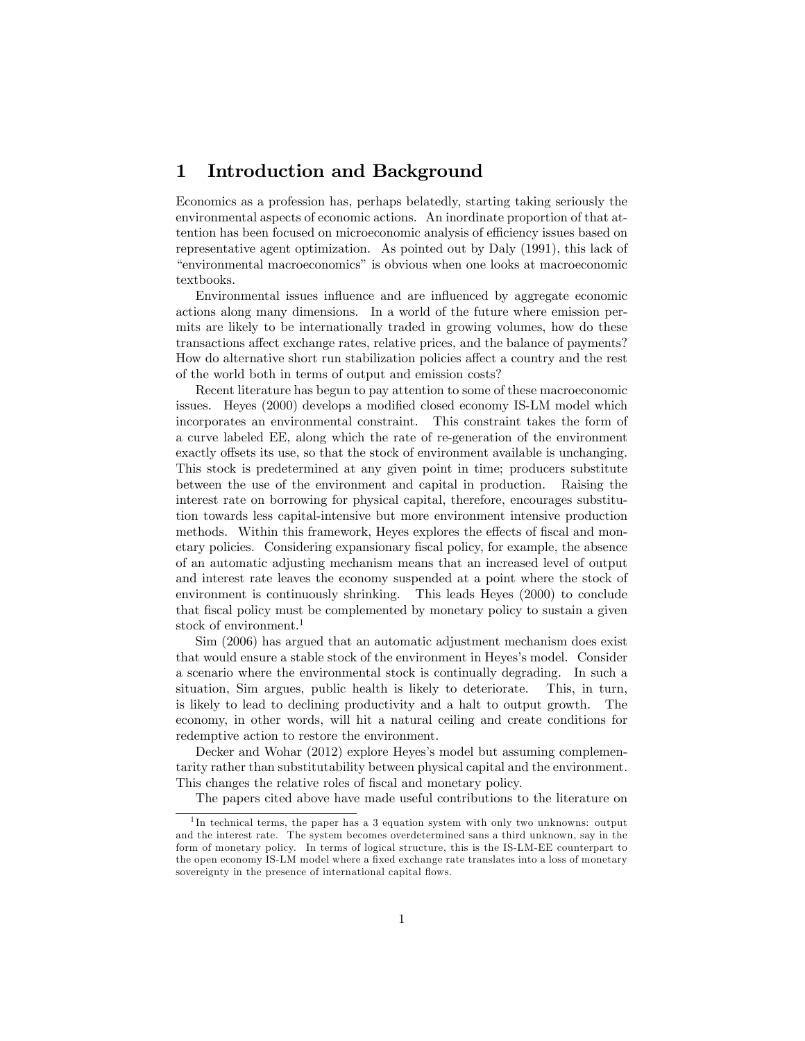# 1 Introduction and Background

Economics as a profession has, perhaps belatedly, starting taking seriously the environmental aspects of economic actions. An inordinate proportion of that attention has been focused on microeconomic analysis of efficiency issues based on representative agent optimization. As pointed out by Daly (1991), this lack of "environmental macroeconomics" is obvious when one looks at macroeconomic textbooks.

Environmental issues influence and are influenced by aggregate economic actions along many dimensions. In a world of the future where emission permits are likely to be internationally traded in growing volumes, how do these transactions affect exchange rates, relative prices, and the balance of payments? How do alternative short run stabilization policies affect a country and the rest of the world both in terms of output and emission costs?

Recent literature has begun to pay attention to some of these macroeconomic issues. Heyes (2000) develops a modified closed economy IS-LM model which incorporates an environmental constraint. This constraint takes the form of a curve labeled EE, along which the rate of re-generation of the environment exactly offsets its use, so that the stock of environment available is unchanging. This stock is predetermined at any given point in time; producers substitute between the use of the environment and capital in production. Raising the interest rate on borrowing for physical capital, therefore, encourages substitution towards less capital-intensive but more environment intensive production methods. Within this framework, Heyes explores the effects of fiscal and monetary policies. Considering expansionary fiscal policy, for example, the absence of an automatic adjusting mechanism means that an increased level of output and interest rate leaves the economy suspended at a point where the stock of environment is continuously shrinking. This leads Heyes (2000) to conclude that fiscal policy must be complemented by monetary policy to sustain a given stock of environment.[1]

Sim (2006) has argued that an automatic adjustment mechanism does exist that would ensure a stable stock of the environment in Heyes's model. Consider a scenario where the environmental stock is continually degrading. In such a situation, Sim argues, public health is likely to deteriorate. This, in turn, is likely to lead to declining productivity and a halt to output growth. The economy, in other words, will hit a natural ceiling and create conditions for redemptive action to restore the environment.

Decker and Wohar (2012) explore Heyes's model but assuming complementarity rather than substitutability between physical capital and the environment. This changes the relative roles of fiscal and monetary policy.

The papers cited above have made useful contributions to the literature on

[1] In technical terms, the paper has a 3 equation system with only two unknowns: output and the interest rate. The system becomes overdetermined sans a third unknown, say in the form of monetary policy. In terms of logical structure, this is the IS-LM-EE counterpart to the open economy IS-LM model where a fixed exchange rate translates into a loss of monetary sovereignty in the presence of international capital flows.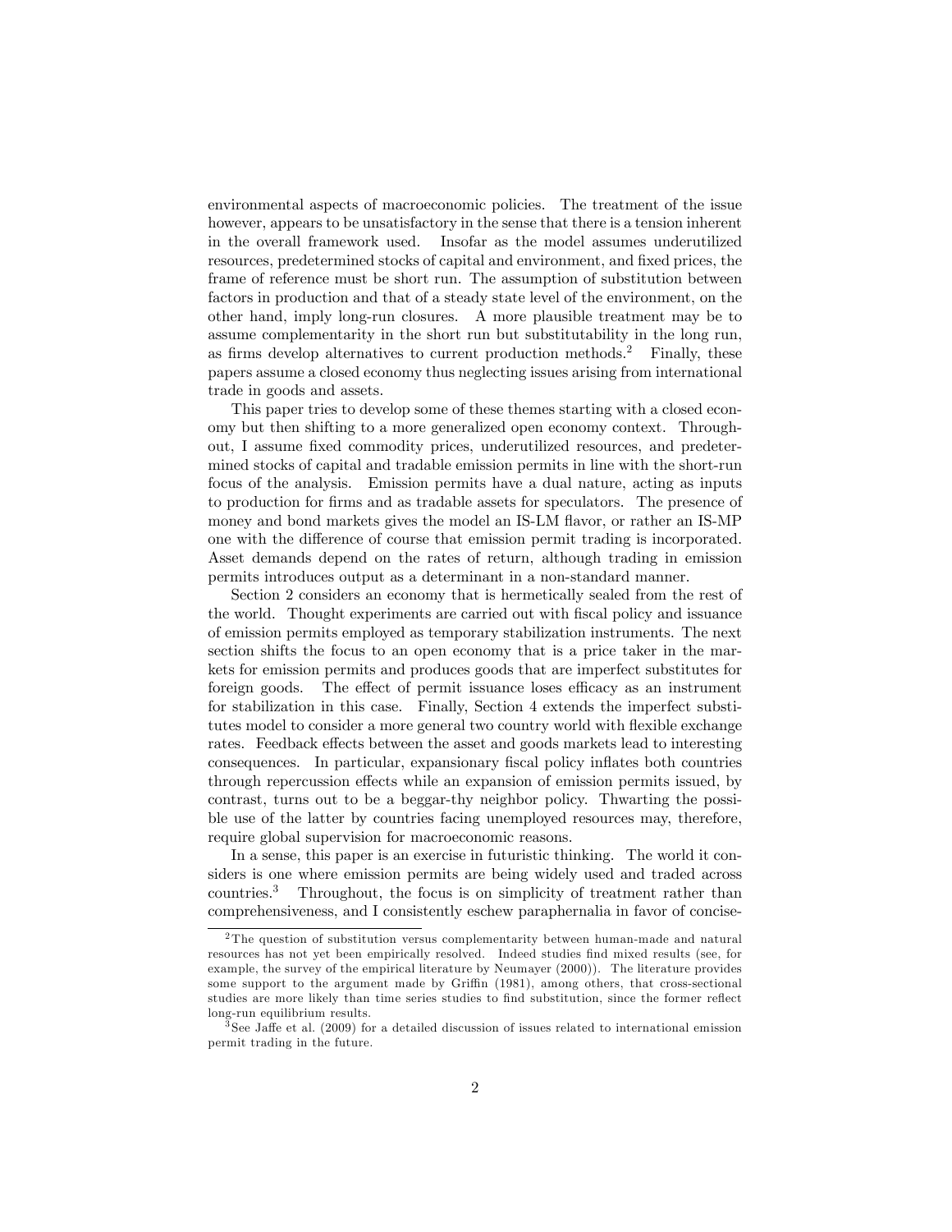environmental aspects of macroeconomic policies. The treatment of the issue however, appears to be unsatisfactory in the sense that there is a tension inherent in the overall framework used. Insofar as the model assumes underutilized resources, predetermined stocks of capital and environment, and fixed prices, the frame of reference must be short run. The assumption of substitution between factors in production and that of a steady state level of the environment, on the other hand, imply long-run closures. A more plausible treatment may be to assume complementarity in the short run but substitutability in the long run, as firms develop alternatives to current production methods.[2] Finally, these papers assume a closed economy thus neglecting issues arising from international trade in goods and assets.

This paper tries to develop some of these themes starting with a closed economy but then shifting to a more generalized open economy context. Throughout, I assume fixed commodity prices, underutilized resources, and predetermined stocks of capital and tradable emission permits in line with the short-run focus of the analysis. Emission permits have a dual nature, acting as inputs to production for firms and as tradable assets for speculators. The presence of money and bond markets gives the model an IS-LM flavor, or rather an IS-MP one with the difference of course that emission permit trading is incorporated. Asset demands depend on the rates of return, although trading in emission permits introduces output as a determinant in a non-standard manner.

Section 2 considers an economy that is hermetically sealed from the rest of the world. Thought experiments are carried out with fiscal policy and issuance of emission permits employed as temporary stabilization instruments. The next section shifts the focus to an open economy that is a price taker in the markets for emission permits and produces goods that are imperfect substitutes for foreign goods. The effect of permit issuance loses efficacy as an instrument for stabilization in this case. Finally, Section 4 extends the imperfect substitutes model to consider a more general two country world with flexible exchange rates. Feedback effects between the asset and goods markets lead to interesting consequences. In particular, expansionary fiscal policy inflates both countries through repercussion effects while an expansion of emission permits issued, by contrast, turns out to be a beggar-thy neighbor policy. Thwarting the possible use of the latter by countries facing unemployed resources may, therefore, require global supervision for macroeconomic reasons.

In a sense, this paper is an exercise in futuristic thinking. The world it considers is one where emission permits are being widely used and traded across countries.[3] Throughout, the focus is on simplicity of treatment rather than comprehensiveness, and I consistently eschew paraphernalia in favor of concise-

[2] The question of substitution versus complementarity between human-made and natural resources has not yet been empirically resolved. Indeed studies find mixed results (see, for example, the survey of the empirical literature by Neumayer (2000)). The literature provides some support to the argument made by Griffin (1981), among others, that cross-sectional studies are more likely than time series studies to find substitution, since the former reflect long-run equilibrium results.

[3] See Jaffe et al. (2009) for a detailed discussion of issues related to international emission permit trading in the future.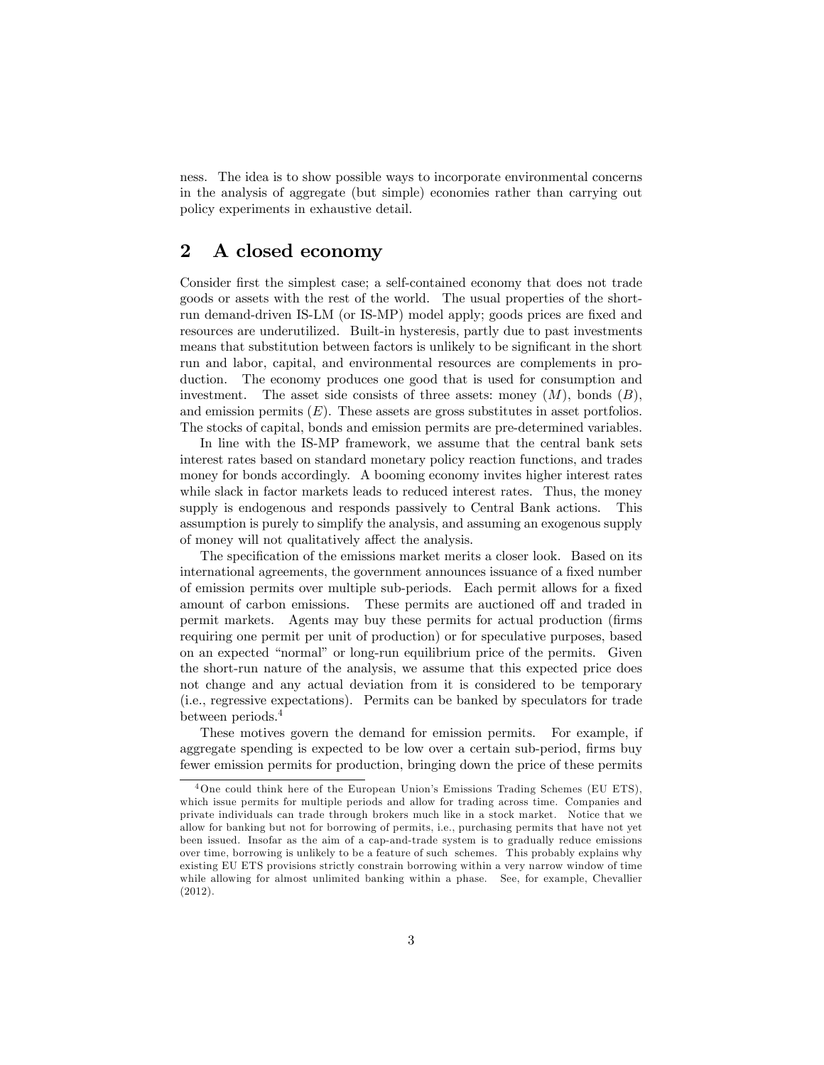ness. The idea is to show possible ways to incorporate environmental concerns in the analysis of aggregate (but simple) economies rather than carrying out policy experiments in exhaustive detail.

## 2 A closed economy

Consider first the simplest case; a self-contained economy that does not trade goods or assets with the rest of the world. The usual properties of the short-run demand-driven IS-LM (or IS-MP) model apply; goods prices are fixed and resources are underutilized. Built-in hysteresis, partly due to past investments means that substitution between factors is unlikely to be significant in the short run and labor, capital, and environmental resources are complements in production. The economy produces one good that is used for consumption and investment. The asset side consists of three assets: money ($M$), bonds ($B$), and emission permits ($E$). These assets are gross substitutes in asset portfolios. The stocks of capital, bonds and emission permits are pre-determined variables.

In line with the IS-MP framework, we assume that the central bank sets interest rates based on standard monetary policy reaction functions, and trades money for bonds accordingly. A booming economy invites higher interest rates while slack in factor markets leads to reduced interest rates. Thus, the money supply is endogenous and responds passively to Central Bank actions. This assumption is purely to simplify the analysis, and assuming an exogenous supply of money will not qualitatively affect the analysis.

The specification of the emissions market merits a closer look. Based on its international agreements, the government announces issuance of a fixed number of emission permits over multiple sub-periods. Each permit allows for a fixed amount of carbon emissions. These permits are auctioned off and traded in permit markets. Agents may buy these permits for actual production (firms requiring one permit per unit of production) or for speculative purposes, based on an expected "normal" or long-run equilibrium price of the permits. Given the short-run nature of the analysis, we assume that this expected price does not change and any actual deviation from it is considered to be temporary (i.e., regressive expectations). Permits can be banked by speculators for trade between periods.[4]

These motives govern the demand for emission permits. For example, if aggregate spending is expected to be low over a certain sub-period, firms buy fewer emission permits for production, bringing down the price of these permits

[4] One could think here of the European Union's Emissions Trading Schemes (EU ETS), which issue permits for multiple periods and allow for trading across time. Companies and private individuals can trade through brokers much like in a stock market. Notice that we allow for banking but not for borrowing of permits, i.e., purchasing permits that have not yet been issued. Insofar as the aim of a cap-and-trade system is to gradually reduce emissions over time, borrowing is unlikely to be a feature of such schemes. This probably explains why existing EU ETS provisions strictly constrain borrowing within a very narrow window of time while allowing for almost unlimited banking within a phase. See, for example, Chevallier (2012).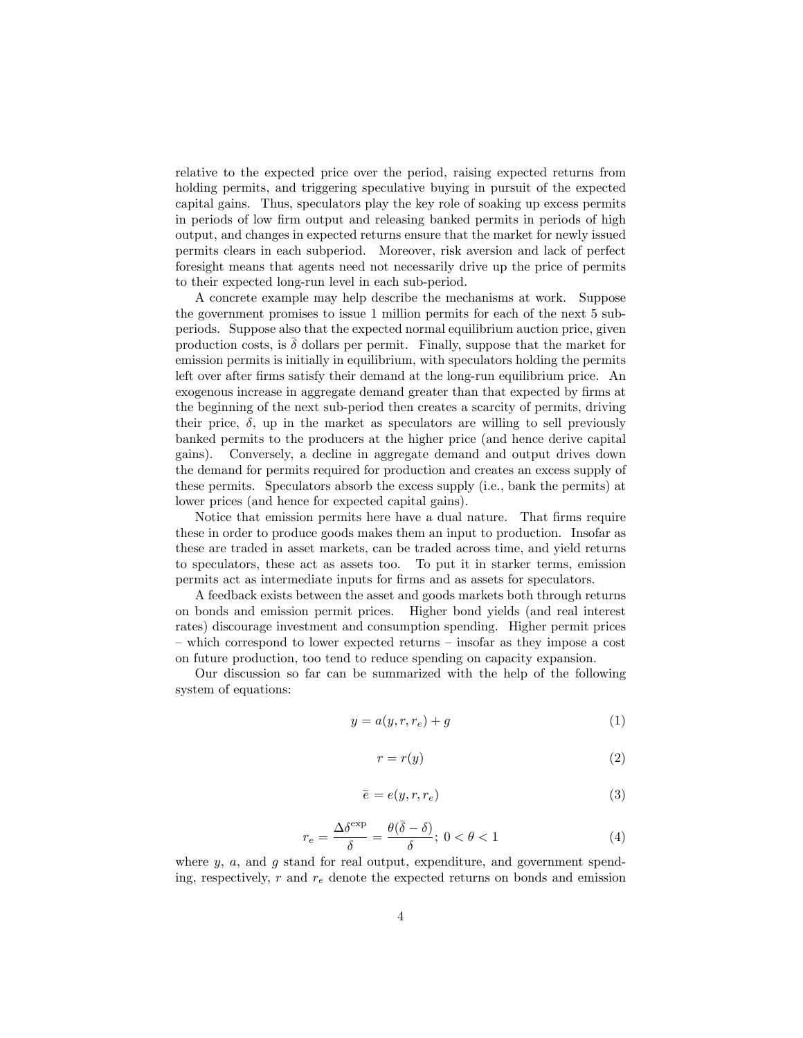relative to the expected price over the period, raising expected returns from holding permits, and triggering speculative buying in pursuit of the expected capital gains. Thus, speculators play the key role of soaking up excess permits in periods of low firm output and releasing banked permits in periods of high output, and changes in expected returns ensure that the market for newly issued permits clears in each subperiod. Moreover, risk aversion and lack of perfect foresight means that agents need not necessarily drive up the price of permits to their expected long-run level in each sub-period.

A concrete example may help describe the mechanisms at work. Suppose the government promises to issue 1 million permits for each of the next 5 subperiods. Suppose also that the expected normal equilibrium auction price, given production costs, is $\bar{\delta}$ dollars per permit. Finally, suppose that the market for emission permits is initially in equilibrium, with speculators holding the permits left over after firms satisfy their demand at the long-run equilibrium price. An exogenous increase in aggregate demand greater than that expected by firms at the beginning of the next sub-period then creates a scarcity of permits, driving their price, $\delta$, up in the market as speculators are willing to sell previously banked permits to the producers at the higher price (and hence derive capital gains). Conversely, a decline in aggregate demand and output drives down the demand for permits required for production and creates an excess supply of these permits. Speculators absorb the excess supply (i.e., bank the permits) at lower prices (and hence for expected capital gains).

Notice that emission permits here have a dual nature. That firms require these in order to produce goods makes them an input to production. Insofar as these are traded in asset markets, can be traded across time, and yield returns to speculators, these act as assets too. To put it in starker terms, emission permits act as intermediate inputs for firms and as assets for speculators.

A feedback exists between the asset and goods markets both through returns on bonds and emission permit prices. Higher bond yields (and real interest rates) discourage investment and consumption spending. Higher permit prices – which correspond to lower expected returns – insofar as they impose a cost on future production, too tend to reduce spending on capacity expansion.

Our discussion so far can be summarized with the help of the following system of equations:

$$y = a(y, r, r_e) + g \tag{1}$$

$$r = r(y) \tag{2}$$

$$\bar{e} = e(y, r, r_e) \tag{3}$$

$$r_e = \frac{\Delta\delta^{\exp}}{\delta} = \frac{\theta(\bar{\delta} - \delta)}{\delta};\ 0 < \theta < 1 \tag{4}$$

where $y$, $a$, and $g$ stand for real output, expenditure, and government spending, respectively, $r$ and $r_e$ denote the expected returns on bonds and emission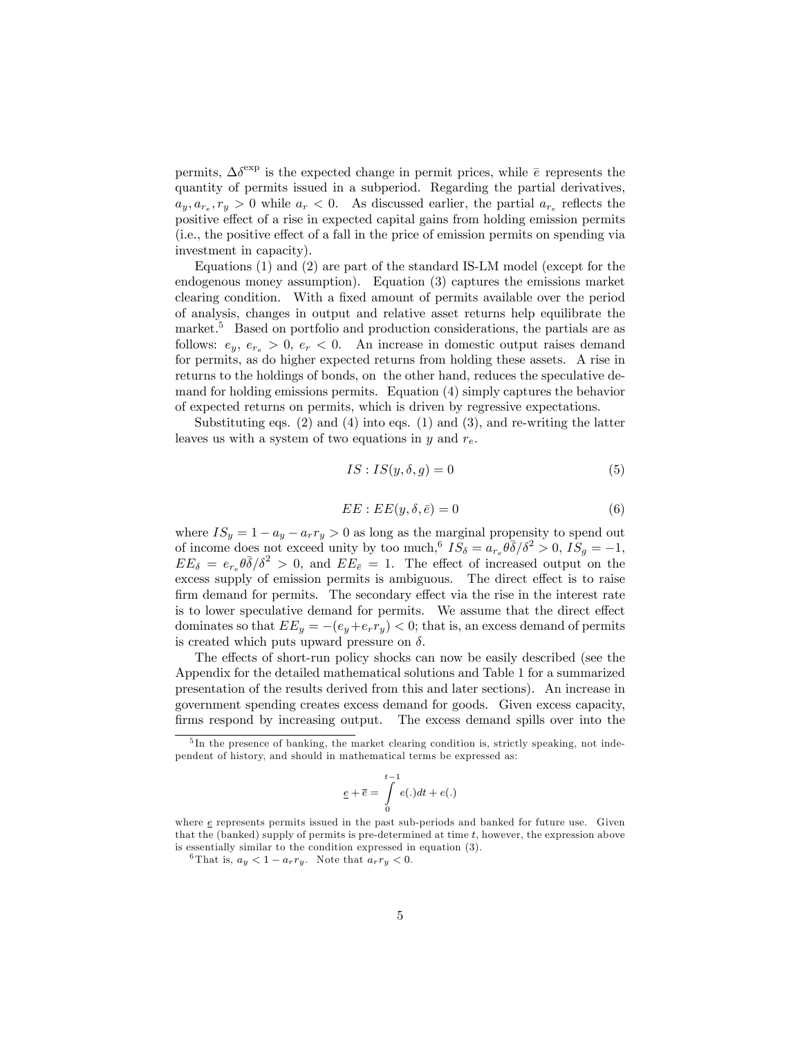permits, $\Delta\delta^{\exp}$ is the expected change in permit prices, while $\bar{e}$ represents the quantity of permits issued in a subperiod. Regarding the partial derivatives, $a_y, a_{r_e}, r_y > 0$ while $a_r < 0$. As discussed earlier, the partial $a_{r_e}$ reflects the positive effect of a rise in expected capital gains from holding emission permits (i.e., the positive effect of a fall in the price of emission permits on spending via investment in capacity).

Equations (1) and (2) are part of the standard IS-LM model (except for the endogenous money assumption). Equation (3) captures the emissions market clearing condition. With a fixed amount of permits available over the period of analysis, changes in output and relative asset returns help equilibrate the market.[5] Based on portfolio and production considerations, the partials are as follows: $e_y$, $e_{r_e} > 0$, $e_r < 0$. An increase in domestic output raises demand for permits, as do higher expected returns from holding these assets. A rise in returns to the holdings of bonds, on the other hand, reduces the speculative demand for holding emissions permits. Equation (4) simply captures the behavior of expected returns on permits, which is driven by regressive expectations.

Substituting eqs. (2) and (4) into eqs. (1) and (3), and re-writing the latter leaves us with a system of two equations in $y$ and $r_e$.

$$IS : IS(y, \delta, g) = 0 \tag{5}$$

$$EE : EE(y, \delta, \bar{e}) = 0 \tag{6}$$

where $IS_y = 1 - a_y - a_r r_y > 0$ as long as the marginal propensity to spend out of income does not exceed unity by too much,[6] $IS_\delta = a_{r_e}\theta\bar{\delta}/\delta^2 > 0$, $IS_g = -1$, $EE_\delta = e_{r_e}\theta\bar{\delta}/\delta^2 > 0$, and $EE_{\bar{e}} = 1$. The effect of increased output on the excess supply of emission permits is ambiguous. The direct effect is to raise firm demand for permits. The secondary effect via the rise in the interest rate is to lower speculative demand for permits. We assume that the direct effect dominates so that $EE_y = -(e_y + e_r r_y) < 0$; that is, an excess demand of permits is created which puts upward pressure on $\delta$.

The effects of short-run policy shocks can now be easily described (see the Appendix for the detailed mathematical solutions and Table 1 for a summarized presentation of the results derived from this and later sections). An increase in government spending creates excess demand for goods. Given excess capacity, firms respond by increasing output. The excess demand spills over into the

---

[5] In the presence of banking, the market clearing condition is, strictly speaking, not independent of history, and should in mathematical terms be expressed as:

$$\underline{e} + \bar{e} = \int_0^{t-1} e(.)dt + e(.)$$

where $\underline{e}$ represents permits issued in the past sub-periods and banked for future use. Given that the (banked) supply of permits is pre-determined at time $t$, however, the expression above is essentially similar to the condition expressed in equation (3).

[6] That is, $a_y < 1 - a_r r_y$. Note that $a_r r_y < 0$.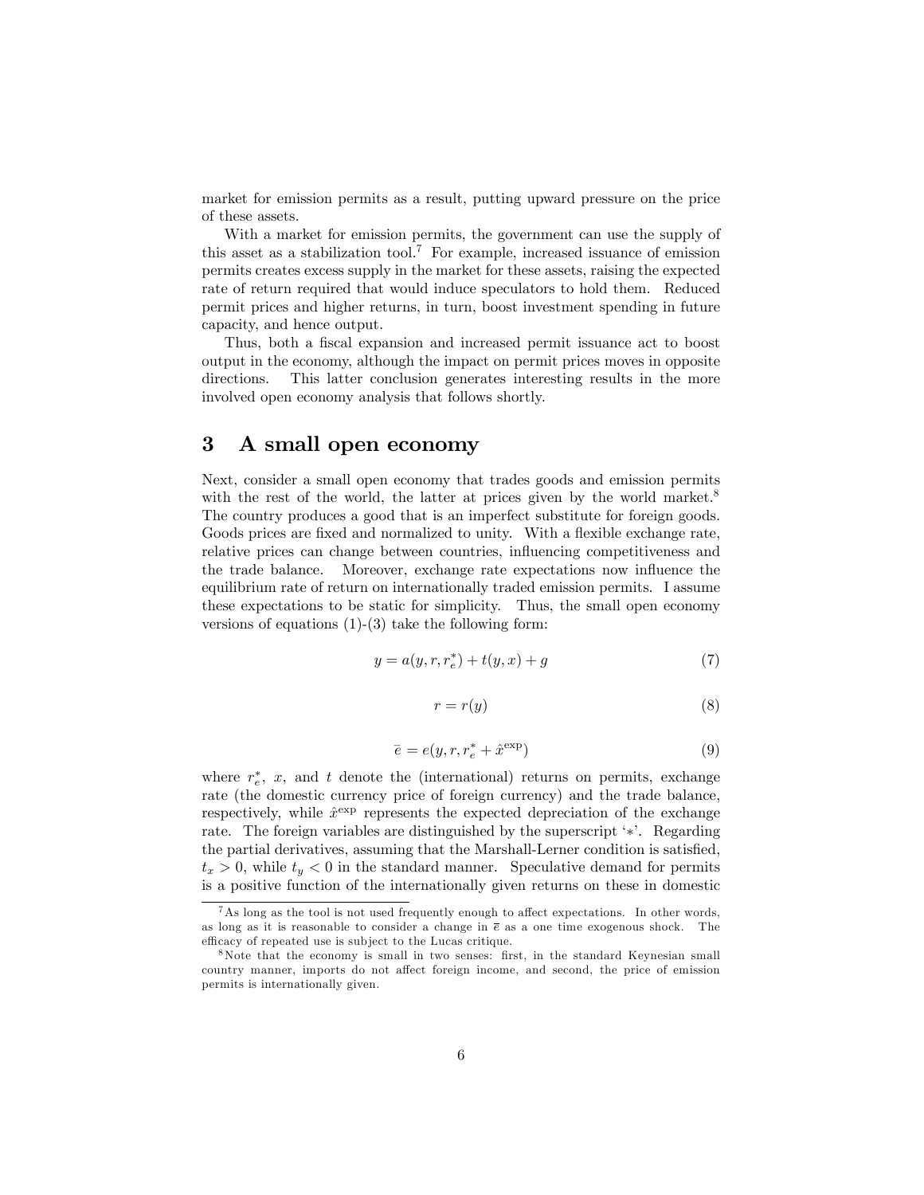market for emission permits as a result, putting upward pressure on the price of these assets.

With a market for emission permits, the government can use the supply of this asset as a stabilization tool.[7] For example, increased issuance of emission permits creates excess supply in the market for these assets, raising the expected rate of return required that would induce speculators to hold them. Reduced permit prices and higher returns, in turn, boost investment spending in future capacity, and hence output.

Thus, both a fiscal expansion and increased permit issuance act to boost output in the economy, although the impact on permit prices moves in opposite directions. This latter conclusion generates interesting results in the more involved open economy analysis that follows shortly.

## 3 A small open economy

Next, consider a small open economy that trades goods and emission permits with the rest of the world, the latter at prices given by the world market.[8] The country produces a good that is an imperfect substitute for foreign goods. Goods prices are fixed and normalized to unity. With a flexible exchange rate, relative prices can change between countries, influencing competitiveness and the trade balance. Moreover, exchange rate expectations now influence the equilibrium rate of return on internationally traded emission permits. I assume these expectations to be static for simplicity. Thus, the small open economy versions of equations (1)-(3) take the following form:

$$y = a(y, r, r_e^*) + t(y, x) + g \tag{7}$$

$$r = r(y) \tag{8}$$

$$\bar{e} = e(y, r, r_e^* + \hat{x}^{\exp}) \tag{9}$$

where $r_e^*$, $x$, and $t$ denote the (international) returns on permits, exchange rate (the domestic currency price of foreign currency) and the trade balance, respectively, while $\hat{x}^{\exp}$ represents the expected depreciation of the exchange rate. The foreign variables are distinguished by the superscript '$*$'. Regarding the partial derivatives, assuming that the Marshall-Lerner condition is satisfied, $t_x > 0$, while $t_y < 0$ in the standard manner. Speculative demand for permits is a positive function of the internationally given returns on these in domestic

[7] As long as the tool is not used frequently enough to affect expectations. In other words, as long as it is reasonable to consider a change in $\bar{e}$ as a one time exogenous shock. The efficacy of repeated use is subject to the Lucas critique.

[8] Note that the economy is small in two senses: first, in the standard Keynesian small country manner, imports do not affect foreign income, and second, the price of emission permits is internationally given.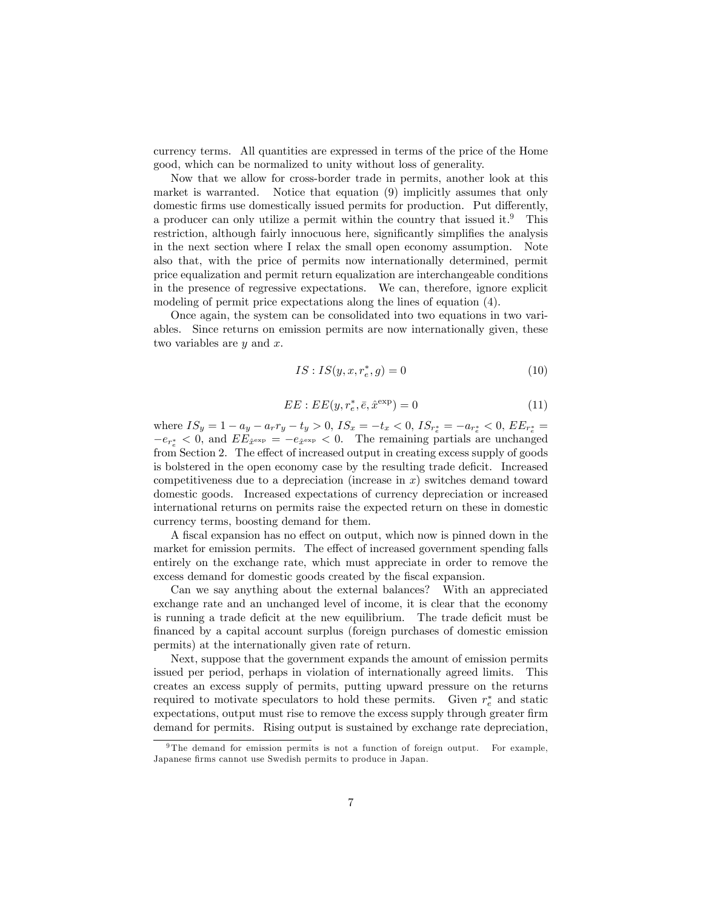currency terms. All quantities are expressed in terms of the price of the Home good, which can be normalized to unity without loss of generality.

Now that we allow for cross-border trade in permits, another look at this market is warranted. Notice that equation (9) implicitly assumes that only domestic firms use domestically issued permits for production. Put differently, a producer can only utilize a permit within the country that issued it.[9] This restriction, although fairly innocuous here, significantly simplifies the analysis in the next section where I relax the small open economy assumption. Note also that, with the price of permits now internationally determined, permit price equalization and permit return equalization are interchangeable conditions in the presence of regressive expectations. We can, therefore, ignore explicit modeling of permit price expectations along the lines of equation (4).

Once again, the system can be consolidated into two equations in two variables. Since returns on emission permits are now internationally given, these two variables are $y$ and $x$.

$$IS : IS(y, x, r_e^*, g) = 0 \tag{10}$$

$$EE : EE(y, r_e^*, \bar{e}, \hat{x}^{\exp}) = 0 \tag{11}$$

where $IS_y = 1 - a_y - a_r r_y - t_y > 0$, $IS_x = -t_x < 0$, $IS_{r_e^*} = -a_{r_e^*} < 0$, $EE_{r_e^*} = -e_{r_e^*} < 0$, and $EE_{\hat{x}^{\exp}} = -e_{\hat{x}^{\exp}} < 0$. The remaining partials are unchanged from Section 2. The effect of increased output in creating excess supply of goods is bolstered in the open economy case by the resulting trade deficit. Increased competitiveness due to a depreciation (increase in $x$) switches demand toward domestic goods. Increased expectations of currency depreciation or increased international returns on permits raise the expected return on these in domestic currency terms, boosting demand for them.

A fiscal expansion has no effect on output, which now is pinned down in the market for emission permits. The effect of increased government spending falls entirely on the exchange rate, which must appreciate in order to remove the excess demand for domestic goods created by the fiscal expansion.

Can we say anything about the external balances? With an appreciated exchange rate and an unchanged level of income, it is clear that the economy is running a trade deficit at the new equilibrium. The trade deficit must be financed by a capital account surplus (foreign purchases of domestic emission permits) at the internationally given rate of return.

Next, suppose that the government expands the amount of emission permits issued per period, perhaps in violation of internationally agreed limits. This creates an excess supply of permits, putting upward pressure on the returns required to motivate speculators to hold these permits. Given $r_e^*$ and static expectations, output must rise to remove the excess supply through greater firm demand for permits. Rising output is sustained by exchange rate depreciation,

[9] The demand for emission permits is not a function of foreign output. For example, Japanese firms cannot use Swedish permits to produce in Japan.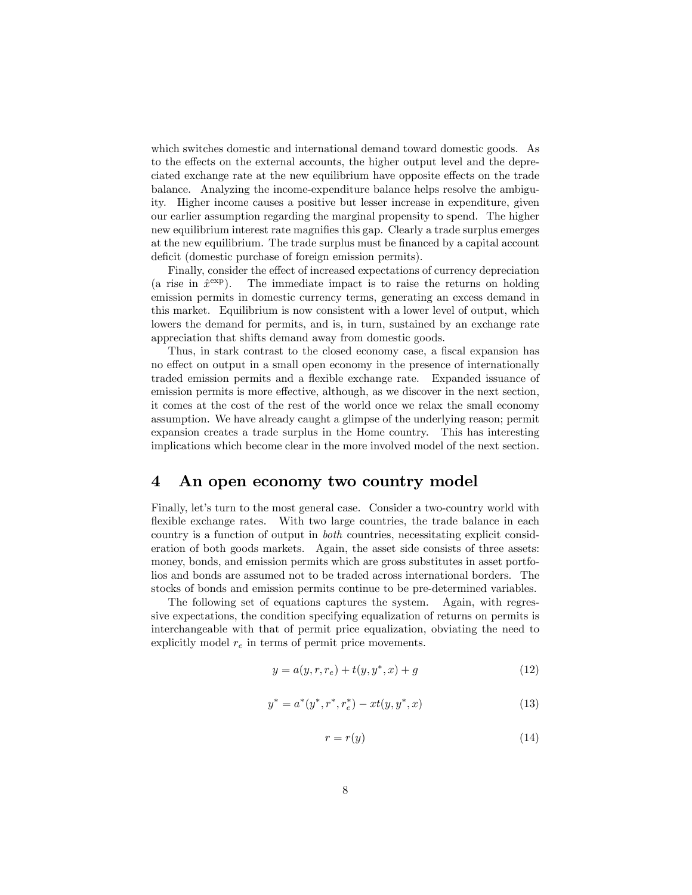which switches domestic and international demand toward domestic goods. As to the effects on the external accounts, the higher output level and the depreciated exchange rate at the new equilibrium have opposite effects on the trade balance. Analyzing the income-expenditure balance helps resolve the ambiguity. Higher income causes a positive but lesser increase in expenditure, given our earlier assumption regarding the marginal propensity to spend. The higher new equilibrium interest rate magnifies this gap. Clearly a trade surplus emerges at the new equilibrium. The trade surplus must be financed by a capital account deficit (domestic purchase of foreign emission permits).

Finally, consider the effect of increased expectations of currency depreciation (a rise in $\hat{x}^{\text{exp}}$). The immediate impact is to raise the returns on holding emission permits in domestic currency terms, generating an excess demand in this market. Equilibrium is now consistent with a lower level of output, which lowers the demand for permits, and is, in turn, sustained by an exchange rate appreciation that shifts demand away from domestic goods.

Thus, in stark contrast to the closed economy case, a fiscal expansion has no effect on output in a small open economy in the presence of internationally traded emission permits and a flexible exchange rate. Expanded issuance of emission permits is more effective, although, as we discover in the next section, it comes at the cost of the rest of the world once we relax the small economy assumption. We have already caught a glimpse of the underlying reason; permit expansion creates a trade surplus in the Home country. This has interesting implications which become clear in the more involved model of the next section.

## 4 An open economy two country model

Finally, let's turn to the most general case. Consider a two-country world with flexible exchange rates. With two large countries, the trade balance in each country is a function of output in *both* countries, necessitating explicit consideration of both goods markets. Again, the asset side consists of three assets: money, bonds, and emission permits which are gross substitutes in asset portfolios and bonds are assumed not to be traded across international borders. The stocks of bonds and emission permits continue to be pre-determined variables.

The following set of equations captures the system. Again, with regressive expectations, the condition specifying equalization of returns on permits is interchangeable with that of permit price equalization, obviating the need to explicitly model $r_e$ in terms of permit price movements.

$$y = a(y, r, r_e) + t(y, y^*, x) + g \tag{12}$$

$$y^* = a^*(y^*, r^*, r_e^*) - xt(y, y^*, x) \tag{13}$$

$$r = r(y) \tag{14}$$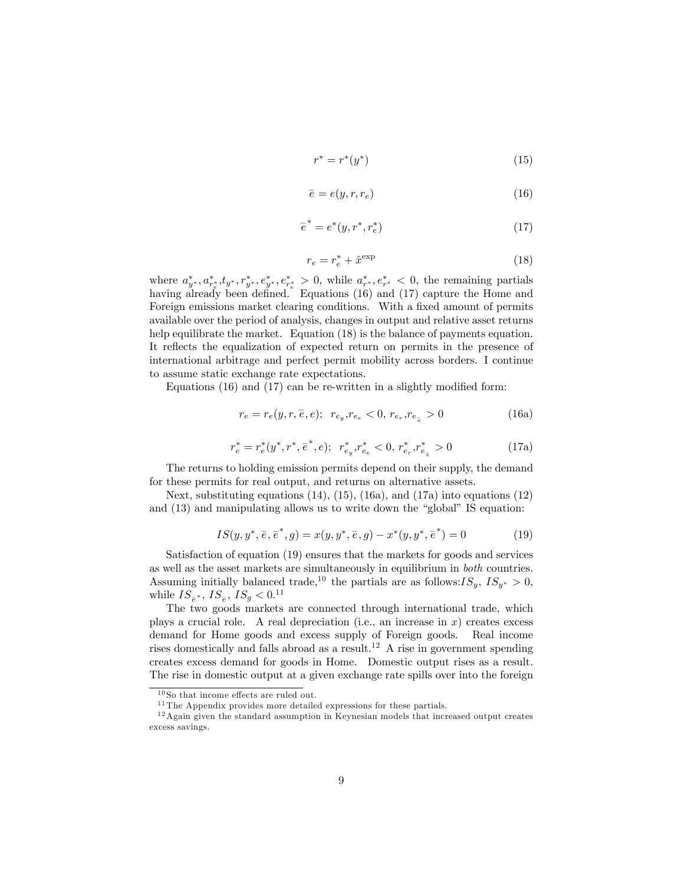$$r^* = r^*(y^*) \tag{15}$$

$$\bar{e} = e(y, r, r_e) \tag{16}$$

$$\bar{e}^* = e^*(y, r^*, r_e^*) \tag{17}$$

$$r_e = r_e^* + \hat{x}^{\text{exp}} \tag{18}$$

where $a^*_{y^*}, a^*_{r^*_e}, t_{y^*}, r^*_{y^*}, e^*_{y^*}, e^*_{r^*_e} > 0$, while $a^*_{r^*}, e^*_{r^*} < 0$, the remaining partials having already been defined. Equations (16) and (17) capture the Home and Foreign emissions market clearing conditions. With a fixed amount of permits available over the period of analysis, changes in output and relative asset returns help equilibrate the market. Equation (18) is the balance of payments equation. It reflects the equalization of expected return on permits in the presence of international arbitrage and perfect permit mobility across borders. I continue to assume static exchange rate expectations.

Equations (16) and (17) can be re-written in a slightly modified form:

$$r_e = r_e(y, r, \bar{e}, e); \;\; r_{e_y}, r_{e_e} < 0, \, r_{e_r}, r_{e_{\bar{e}}} > 0 \tag{16a}$$

$$r_e^* = r_e^*(y^*, r^*, \bar{e}^*, e); \;\; r^*_{e_y}, r^*_{e_e} < 0, \, r^*_{e_r}, r^*_{e_{\bar{e}}} > 0 \tag{17a}$$

The returns to holding emission permits depend on their supply, the demand for these permits for real output, and returns on alternative assets.

Next, substituting equations (14), (15), (16a), and (17a) into equations (12) and (13) and manipulating allows us to write down the "global" IS equation:

$$IS(y, y^*, \bar{e}, \bar{e}^*, g) = x(y, y^*, \bar{e}, g) - x^*(y, y^*, \bar{e}^*) = 0 \tag{19}$$

Satisfaction of equation (19) ensures that the markets for goods and services as well as the asset markets are simultaneously in equilibrium in *both* countries. Assuming initially balanced trade,[10] the partials are as follows: $IS_y$, $IS_{y^*} > 0$, while $IS_{\bar{e}^*}$, $IS_{\bar{e}}$, $IS_g < 0$.[11]

The two goods markets are connected through international trade, which plays a crucial role. A real depreciation (i.e., an increase in $x$) creates excess demand for Home goods and excess supply of Foreign goods. Real income rises domestically and falls abroad as a result.[12] A rise in government spending creates excess demand for goods in Home. Domestic output rises as a result. The rise in domestic output at a given exchange rate spills over into the foreign

[10] So that income effects are ruled out.

[11] The Appendix provides more detailed expressions for these partials.

[12] Again given the standard assumption in Keynesian models that increased output creates excess savings.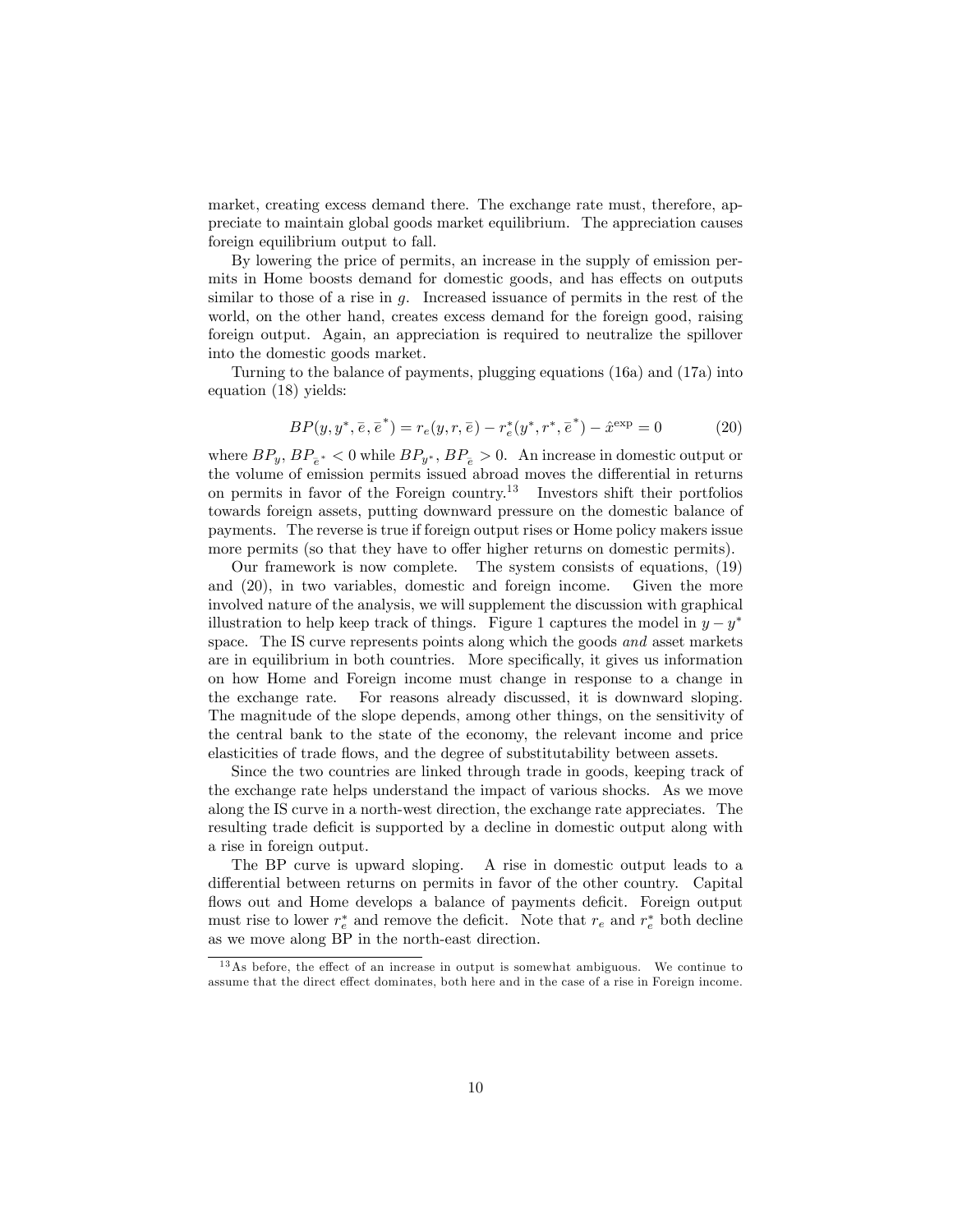market, creating excess demand there. The exchange rate must, therefore, appreciate to maintain global goods market equilibrium. The appreciation causes foreign equilibrium output to fall.

By lowering the price of permits, an increase in the supply of emission permits in Home boosts demand for domestic goods, and has effects on outputs similar to those of a rise in $g$. Increased issuance of permits in the rest of the world, on the other hand, creates excess demand for the foreign good, raising foreign output. Again, an appreciation is required to neutralize the spillover into the domestic goods market.

Turning to the balance of payments, plugging equations (16a) and (17a) into equation (18) yields:

$$BP(y, y^*, \bar{e}, \bar{e}^*) = r_e(y, r, \bar{e}) - r_e^*(y^*, r^*, \bar{e}^*) - \hat{x}^{\exp} = 0 \tag{20}$$

where $BP_y, BP_{\bar{e}^*} < 0$ while $BP_{y^*}, BP_{\bar{e}} > 0$. An increase in domestic output or the volume of emission permits issued abroad moves the differential in returns on permits in favor of the Foreign country.[13] Investors shift their portfolios towards foreign assets, putting downward pressure on the domestic balance of payments. The reverse is true if foreign output rises or Home policy makers issue more permits (so that they have to offer higher returns on domestic permits).

Our framework is now complete. The system consists of equations, (19) and (20), in two variables, domestic and foreign income. Given the more involved nature of the analysis, we will supplement the discussion with graphical illustration to help keep track of things. Figure 1 captures the model in $y - y^*$ space. The IS curve represents points along which the goods *and* asset markets are in equilibrium in both countries. More specifically, it gives us information on how Home and Foreign income must change in response to a change in the exchange rate. For reasons already discussed, it is downward sloping. The magnitude of the slope depends, among other things, on the sensitivity of the central bank to the state of the economy, the relevant income and price elasticities of trade flows, and the degree of substitutability between assets.

Since the two countries are linked through trade in goods, keeping track of the exchange rate helps understand the impact of various shocks. As we move along the IS curve in a north-west direction, the exchange rate appreciates. The resulting trade deficit is supported by a decline in domestic output along with a rise in foreign output.

The BP curve is upward sloping. A rise in domestic output leads to a differential between returns on permits in favor of the other country. Capital flows out and Home develops a balance of payments deficit. Foreign output must rise to lower $r_e^*$ and remove the deficit. Note that $r_e$ and $r_e^*$ both decline as we move along BP in the north-east direction.

[13] As before, the effect of an increase in output is somewhat ambiguous. We continue to assume that the direct effect dominates, both here and in the case of a rise in Foreign income.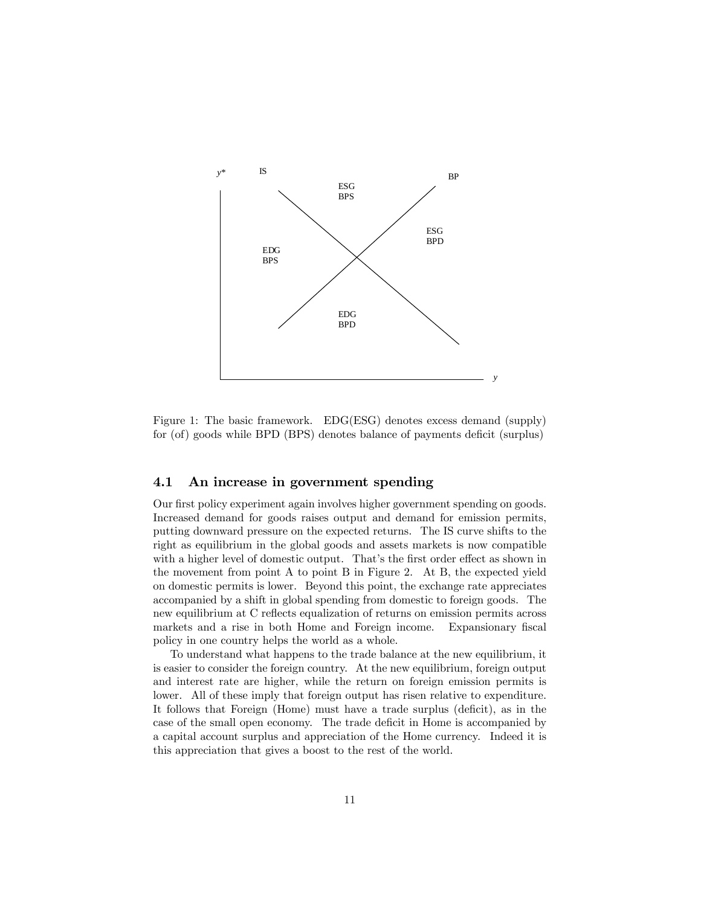$y^*$

IS

ESG
BPS

BP

ESG
BPD

EDG
BPS

EDG
BPD

$y$

Figure 1: The basic framework. EDG(ESG) denotes excess demand (supply) for (of) goods while BPD (BPS) denotes balance of payments deficit (surplus)

### 4.1 An increase in government spending

Our first policy experiment again involves higher government spending on goods. Increased demand for goods raises output and demand for emission permits, putting downward pressure on the expected returns. The IS curve shifts to the right as equilibrium in the global goods and assets markets is now compatible with a higher level of domestic output. That's the first order effect as shown in the movement from point A to point B in Figure 2. At B, the expected yield on domestic permits is lower. Beyond this point, the exchange rate appreciates accompanied by a shift in global spending from domestic to foreign goods. The new equilibrium at C reflects equalization of returns on emission permits across markets and a rise in both Home and Foreign income. Expansionary fiscal policy in one country helps the world as a whole.

To understand what happens to the trade balance at the new equilibrium, it is easier to consider the foreign country. At the new equilibrium, foreign output and interest rate are higher, while the return on foreign emission permits is lower. All of these imply that foreign output has risen relative to expenditure. It follows that Foreign (Home) must have a trade surplus (deficit), as in the case of the small open economy. The trade deficit in Home is accompanied by a capital account surplus and appreciation of the Home currency. Indeed it is this appreciation that gives a boost to the rest of the world.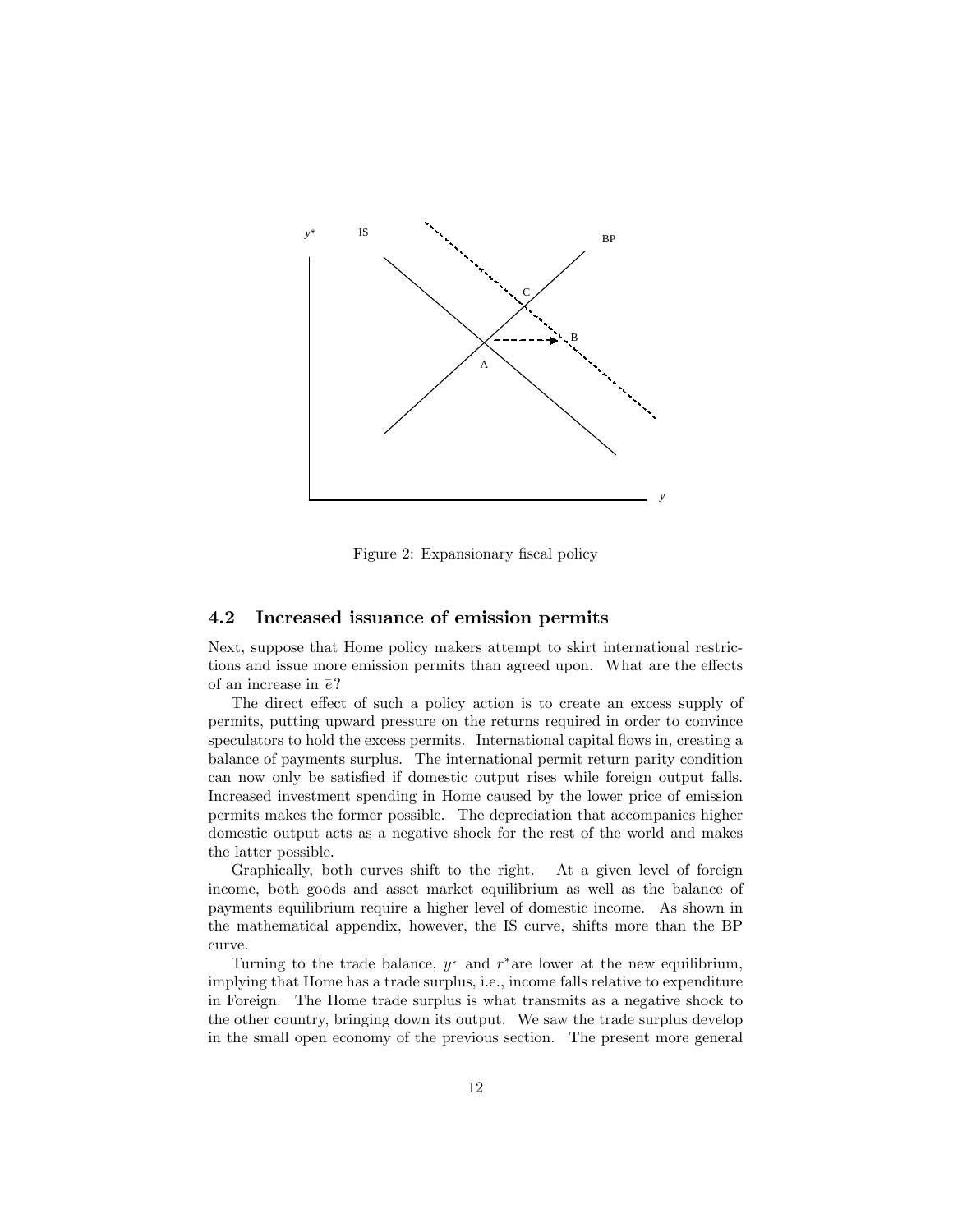$y^*$

IS

BP

C

B

A

$y$

Figure 2: Expansionary fiscal policy

### 4.2 Increased issuance of emission permits

Next, suppose that Home policy makers attempt to skirt international restrictions and issue more emission permits than agreed upon. What are the effects of an increase in $\bar{e}$?

The direct effect of such a policy action is to create an excess supply of permits, putting upward pressure on the returns required in order to convince speculators to hold the excess permits. International capital flows in, creating a balance of payments surplus. The international permit return parity condition can now only be satisfied if domestic output rises while foreign output falls. Increased investment spending in Home caused by the lower price of emission permits makes the former possible. The depreciation that accompanies higher domestic output acts as a negative shock for the rest of the world and makes the latter possible.

Graphically, both curves shift to the right. At a given level of foreign income, both goods and asset market equilibrium as well as the balance of payments equilibrium require a higher level of domestic income. As shown in the mathematical appendix, however, the IS curve, shifts more than the BP curve.

Turning to the trade balance, $y^*$ and $r^*$are lower at the new equilibrium, implying that Home has a trade surplus, i.e., income falls relative to expenditure in Foreign. The Home trade surplus is what transmits as a negative shock to the other country, bringing down its output. We saw the trade surplus develop in the small open economy of the previous section. The present more general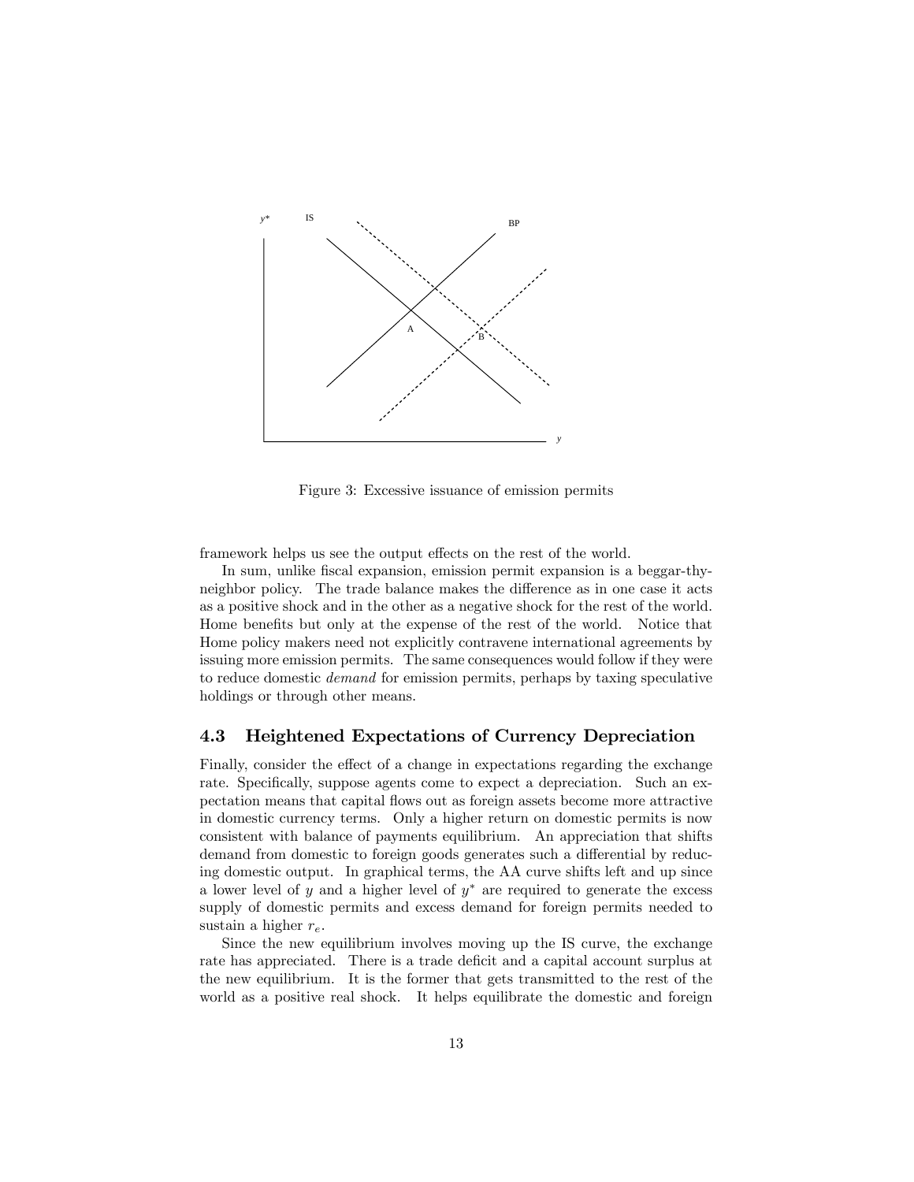$y^*$

IS

BP

A

B

$y$

Figure 3: Excessive issuance of emission permits

framework helps us see the output effects on the rest of the world.

In sum, unlike fiscal expansion, emission permit expansion is a beggar-thy-neighbor policy. The trade balance makes the difference as in one case it acts as a positive shock and in the other as a negative shock for the rest of the world. Home benefits but only at the expense of the rest of the world. Notice that Home policy makers need not explicitly contravene international agreements by issuing more emission permits. The same consequences would follow if they were to reduce domestic *demand* for emission permits, perhaps by taxing speculative holdings or through other means.

### 4.3 Heightened Expectations of Currency Depreciation

Finally, consider the effect of a change in expectations regarding the exchange rate. Specifically, suppose agents come to expect a depreciation. Such an expectation means that capital flows out as foreign assets become more attractive in domestic currency terms. Only a higher return on domestic permits is now consistent with balance of payments equilibrium. An appreciation that shifts demand from domestic to foreign goods generates such a differential by reducing domestic output. In graphical terms, the AA curve shifts left and up since a lower level of $y$ and a higher level of $y^*$ are required to generate the excess supply of domestic permits and excess demand for foreign permits needed to sustain a higher $r_e$.

Since the new equilibrium involves moving up the IS curve, the exchange rate has appreciated. There is a trade deficit and a capital account surplus at the new equilibrium. It is the former that gets transmitted to the rest of the world as a positive real shock. It helps equilibrate the domestic and foreign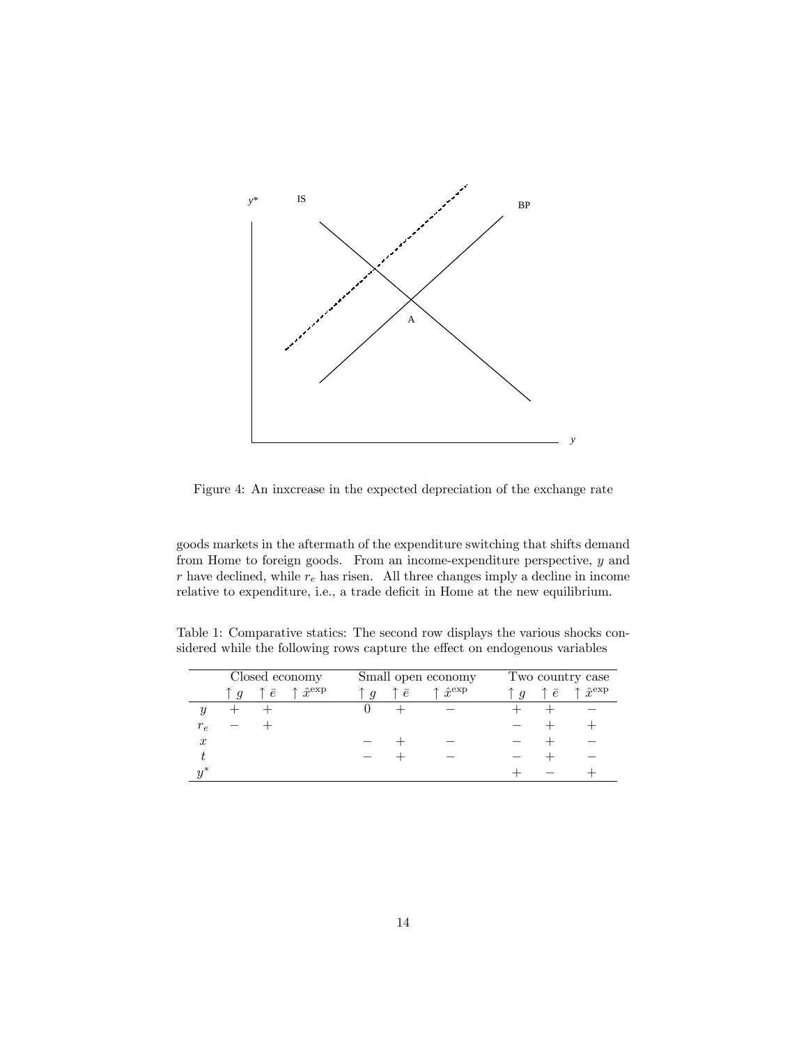$y^*$

IS

BP

A

$y$

Figure 4: An inxcrease in the expected depreciation of the exchange rate

goods markets in the aftermath of the expenditure switching that shifts demand from Home to foreign goods. From an income-expenditure perspective, $y$ and $r$ have declined, while $r_e$ has risen. All three changes imply a decline in income relative to expenditure, i.e., a trade deficit in Home at the new equilibrium.

Table 1: Comparative statics: The second row displays the various shocks considered while the following rows capture the effect on endogenous variables

| | Closed economy | | | Small open economy | | | Two country case | | |
|---|---|---|---|---|---|---|---|---|---|
| | $\uparrow g$ | $\uparrow \bar{e}$ | $\uparrow \hat{x}^{\text{exp}}$ | $\uparrow g$ | $\uparrow \bar{e}$ | $\uparrow \hat{x}^{\text{exp}}$ | $\uparrow g$ | $\uparrow \bar{e}$ | $\uparrow \hat{x}^{\text{exp}}$ |
| $y$ | $+$ | $+$ | | $0$ | $+$ | $-$ | $+$ | $+$ | $-$ |
| $r_e$ | $-$ | $+$ | | | | | $-$ | $+$ | $+$ |
| $x$ | | | | $-$ | $+$ | $-$ | $-$ | $+$ | $-$ |
| $t$ | | | | $-$ | $+$ | $-$ | $-$ | $+$ | $-$ |
| $y^*$ | | | | | | | $+$ | $-$ | $+$ |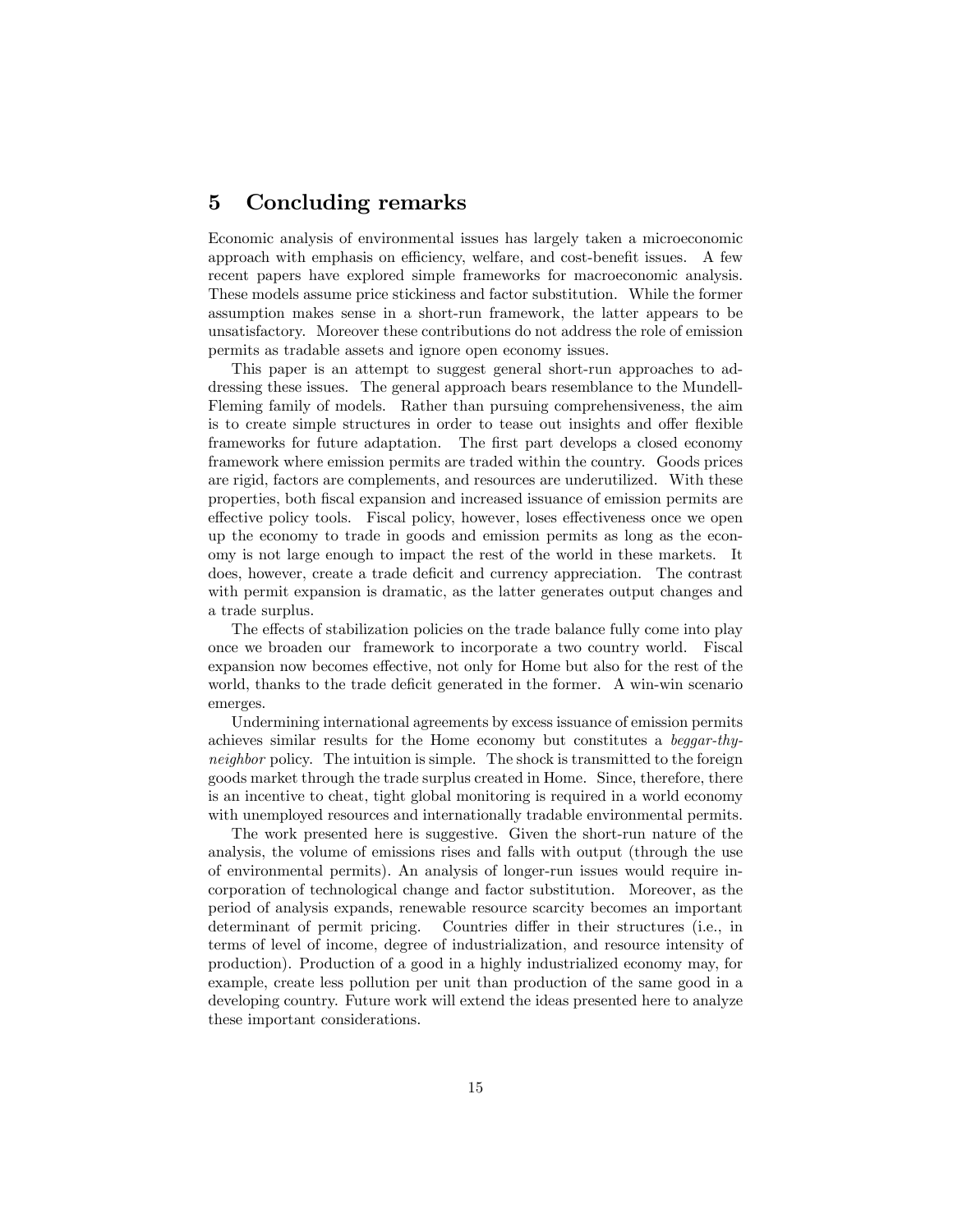## 5 Concluding remarks

Economic analysis of environmental issues has largely taken a microeconomic approach with emphasis on efficiency, welfare, and cost-benefit issues. A few recent papers have explored simple frameworks for macroeconomic analysis. These models assume price stickiness and factor substitution. While the former assumption makes sense in a short-run framework, the latter appears to be unsatisfactory. Moreover these contributions do not address the role of emission permits as tradable assets and ignore open economy issues.

This paper is an attempt to suggest general short-run approaches to addressing these issues. The general approach bears resemblance to the Mundell-Fleming family of models. Rather than pursuing comprehensiveness, the aim is to create simple structures in order to tease out insights and offer flexible frameworks for future adaptation. The first part develops a closed economy framework where emission permits are traded within the country. Goods prices are rigid, factors are complements, and resources are underutilized. With these properties, both fiscal expansion and increased issuance of emission permits are effective policy tools. Fiscal policy, however, loses effectiveness once we open up the economy to trade in goods and emission permits as long as the economy is not large enough to impact the rest of the world in these markets. It does, however, create a trade deficit and currency appreciation. The contrast with permit expansion is dramatic, as the latter generates output changes and a trade surplus.

The effects of stabilization policies on the trade balance fully come into play once we broaden our framework to incorporate a two country world. Fiscal expansion now becomes effective, not only for Home but also for the rest of the world, thanks to the trade deficit generated in the former. A win-win scenario emerges.

Undermining international agreements by excess issuance of emission permits achieves similar results for the Home economy but constitutes a *beggar-thy-neighbor* policy. The intuition is simple. The shock is transmitted to the foreign goods market through the trade surplus created in Home. Since, therefore, there is an incentive to cheat, tight global monitoring is required in a world economy with unemployed resources and internationally tradable environmental permits.

The work presented here is suggestive. Given the short-run nature of the analysis, the volume of emissions rises and falls with output (through the use of environmental permits). An analysis of longer-run issues would require incorporation of technological change and factor substitution. Moreover, as the period of analysis expands, renewable resource scarcity becomes an important determinant of permit pricing. Countries differ in their structures (i.e., in terms of level of income, degree of industrialization, and resource intensity of production). Production of a good in a highly industrialized economy may, for example, create less pollution per unit than production of the same good in a developing country. Future work will extend the ideas presented here to analyze these important considerations.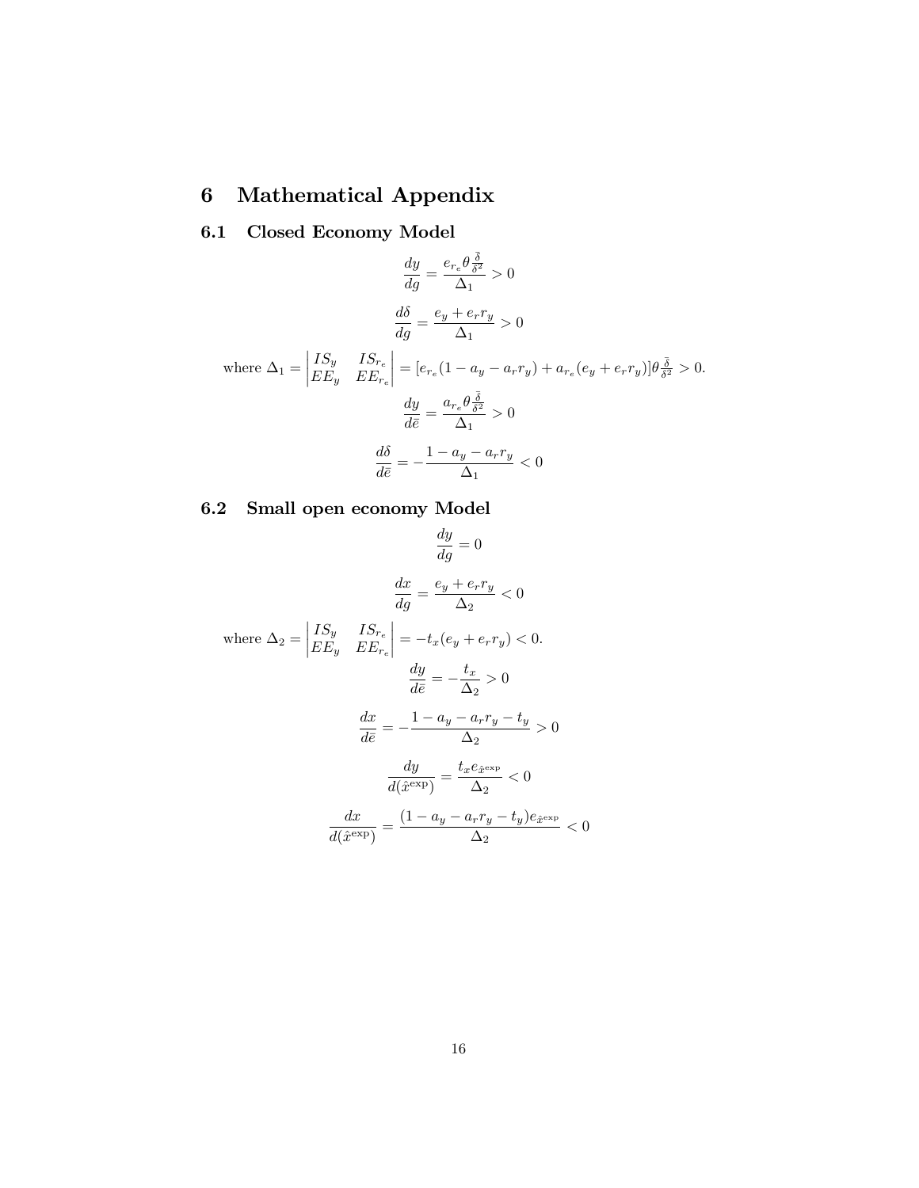# 6 Mathematical Appendix

## 6.1 Closed Economy Model

$$\frac{dy}{dg} = \frac{e_{r_e}\theta\frac{\bar{\delta}}{\delta^2}}{\Delta_1} > 0$$

$$\frac{d\delta}{dg} = \frac{e_y + e_r r_y}{\Delta_1} > 0$$

where $\Delta_1 = \begin{vmatrix} IS_y & IS_{r_e} \\ EE_y & EE_{r_e} \end{vmatrix} = [e_{r_e}(1 - a_y - a_r r_y) + a_{r_e}(e_y + e_r r_y)]\theta\frac{\bar{\delta}}{\delta^2} > 0.$

$$\frac{dy}{d\bar{e}} = \frac{a_{r_e}\theta\frac{\bar{\delta}}{\delta^2}}{\Delta_1} > 0$$

$$\frac{d\delta}{d\bar{e}} = -\frac{1 - a_y - a_r r_y}{\Delta_1} < 0$$

## 6.2 Small open economy Model

$$\frac{dy}{dg} = 0$$

$$\frac{dx}{dg} = \frac{e_y + e_r r_y}{\Delta_2} < 0$$

where $\Delta_2 = \begin{vmatrix} IS_y & IS_{r_e} \\ EE_y & EE_{r_e} \end{vmatrix} = -t_x(e_y + e_r r_y) < 0.$

$$\frac{dy}{d\bar{e}} = -\frac{t_x}{\Delta_2} > 0$$

$$\frac{dx}{d\bar{e}} = -\frac{1 - a_y - a_r r_y - t_y}{\Delta_2} > 0$$

$$\frac{dy}{d(\hat{x}^{\exp})} = \frac{t_x e_{\hat{x}^{\exp}}}{\Delta_2} < 0$$

$$\frac{dx}{d(\hat{x}^{\exp})} = \frac{(1 - a_y - a_r r_y - t_y)e_{\hat{x}^{\exp}}}{\Delta_2} < 0$$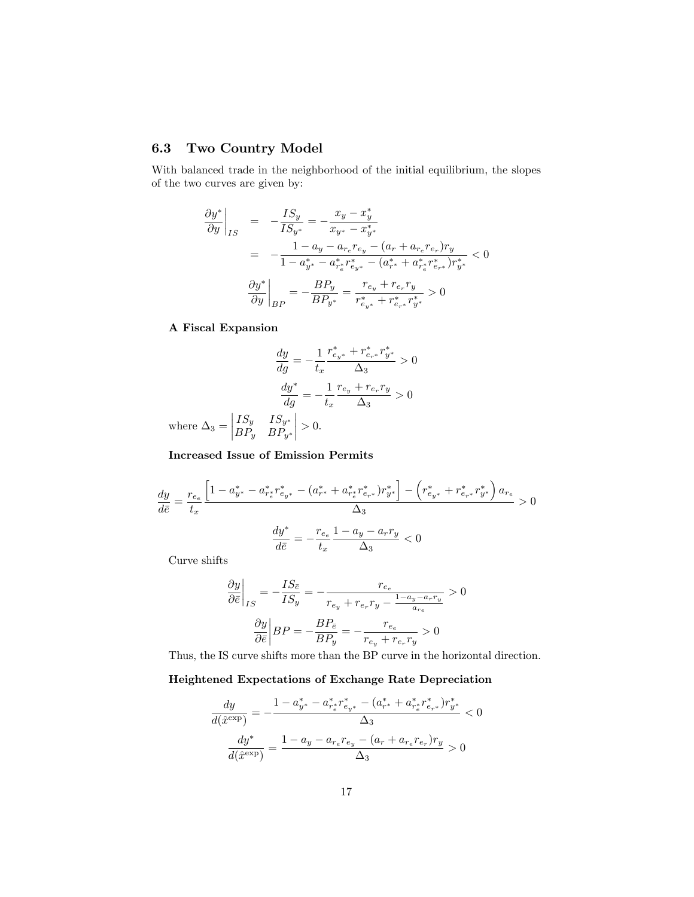### 6.3 Two Country Model

With balanced trade in the neighborhood of the initial equilibrium, the slopes of the two curves are given by:

$$
\begin{aligned}
\left.\frac{\partial y^*}{\partial y}\right|_{IS} &= -\frac{IS_y}{IS_{y^*}} = -\frac{x_y - x^*_y}{x_{y^*} - x^*_{y^*}} \\
&= -\frac{1 - a_y - a_{r_e} r_{e_y} - (a_r + a_{r_e} r_{e_r}) r_y}{1 - a^*_{y^*} - a^*_{r^*_e} r^*_{e_{y^*}} - (a^*_{r^*} + a^*_{r^*_e} r^*_{e_{r^*}}) r^*_{y^*}} < 0
\end{aligned}
$$

$$
\left.\frac{\partial y^*}{\partial y}\right|_{BP} = -\frac{BP_y}{BP_{y^*}} = \frac{r_{e_y} + r_{e_r} r_y}{r^*_{e_{y^*}} + r^*_{e_{r^*}} r^*_{y^*}} > 0
$$

**A Fiscal Expansion**

$$
\frac{dy}{dg} = -\frac{1}{t_x}\frac{r^*_{e_{y^*}} + r^*_{e_{r^*}} r^*_{y^*}}{\Delta_3} > 0
$$

$$
\frac{dy^*}{dg} = -\frac{1}{t_x}\frac{r_{e_y} + r_{e_r} r_y}{\Delta_3} > 0
$$

where $\Delta_3 = \begin{vmatrix} IS_y & IS_{y^*} \\ BP_y & BP_{y^*} \end{vmatrix} > 0$.

**Increased Issue of Emission Permits**

$$
\frac{dy}{d\bar{e}} = \frac{r_{e_e}}{t_x}\frac{\left[1 - a^*_{y^*} - a^*_{r^*_e} r^*_{e_{y^*}} - (a^*_{r^*} + a^*_{r^*_e} r^*_{e_{r^*}}) r^*_{y^*}\right] - \left(r^*_{e_{y^*}} + r^*_{e_{r^*}} r^*_{y^*}\right) a_{r_e}}{\Delta_3} > 0
$$

$$
\frac{dy^*}{d\bar{e}} = -\frac{r_{e_e}}{t_x}\frac{1 - a_y - a_r r_y}{\Delta_3} < 0
$$

Curve shifts

$$
\left.\frac{\partial y}{\partial \bar{e}}\right|_{IS} = -\frac{IS_{\bar{e}}}{IS_y} = -\frac{r_{e_e}}{r_{e_y} + r_{e_r} r_y - \frac{1 - a_y - a_r r_y}{a_{r_e}}} > 0
$$

$$
\left.\frac{\partial y}{\partial \bar{e}}\right| BP = -\frac{BP_{\bar{e}}}{BP_y} = -\frac{r_{e_e}}{r_{e_y} + r_{e_r} r_y} > 0
$$

Thus, the IS curve shifts more than the BP curve in the horizontal direction.

**Heightened Expectations of Exchange Rate Depreciation**

$$
\frac{dy}{d(\hat{x}^{\exp})} = -\frac{1 - a^*_{y^*} - a^*_{r^*_e} r^*_{e_{y^*}} - (a^*_{r^*} + a^*_{r^*_e} r^*_{e_{r^*}}) r^*_{y^*}}{\Delta_3} < 0
$$

$$
\frac{dy^*}{d(\hat{x}^{\exp})} = \frac{1 - a_y - a_{r_e} r_{e_y} - (a_r + a_{r_e} r_{e_r}) r_y}{\Delta_3} > 0
$$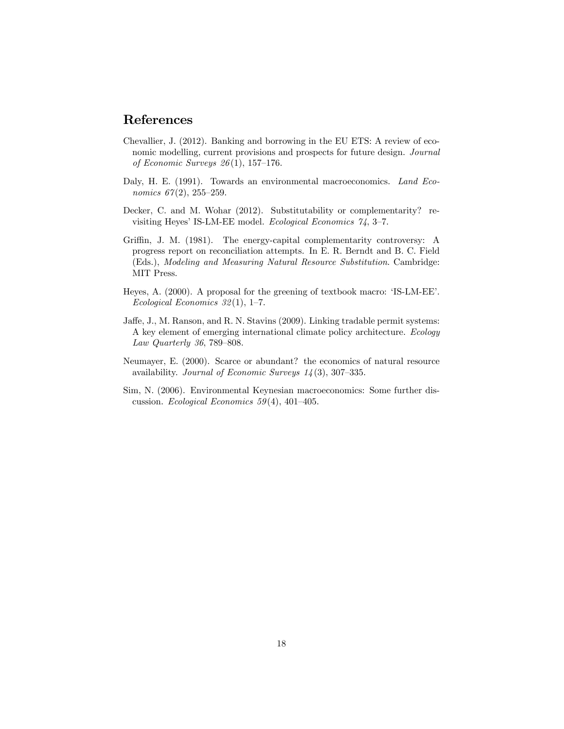## References

Chevallier, J. (2012). Banking and borrowing in the EU ETS: A review of economic modelling, current provisions and prospects for future design. *Journal of Economic Surveys 26*(1), 157–176.

Daly, H. E. (1991). Towards an environmental macroeconomics. *Land Economics 67*(2), 255–259.

Decker, C. and M. Wohar (2012). Substitutability or complementarity? revisiting Heyes' IS-LM-EE model. *Ecological Economics 74*, 3–7.

Griffin, J. M. (1981). The energy-capital complementarity controversy: A progress report on reconciliation attempts. In E. R. Berndt and B. C. Field (Eds.), *Modeling and Measuring Natural Resource Substitution*. Cambridge: MIT Press.

Heyes, A. (2000). A proposal for the greening of textbook macro: 'IS-LM-EE'. *Ecological Economics 32*(1), 1–7.

Jaffe, J., M. Ranson, and R. N. Stavins (2009). Linking tradable permit systems: A key element of emerging international climate policy architecture. *Ecology Law Quarterly 36*, 789–808.

Neumayer, E. (2000). Scarce or abundant? the economics of natural resource availability. *Journal of Economic Surveys 14*(3), 307–335.

Sim, N. (2006). Environmental Keynesian macroeconomics: Some further discussion. *Ecological Economics 59*(4), 401–405.